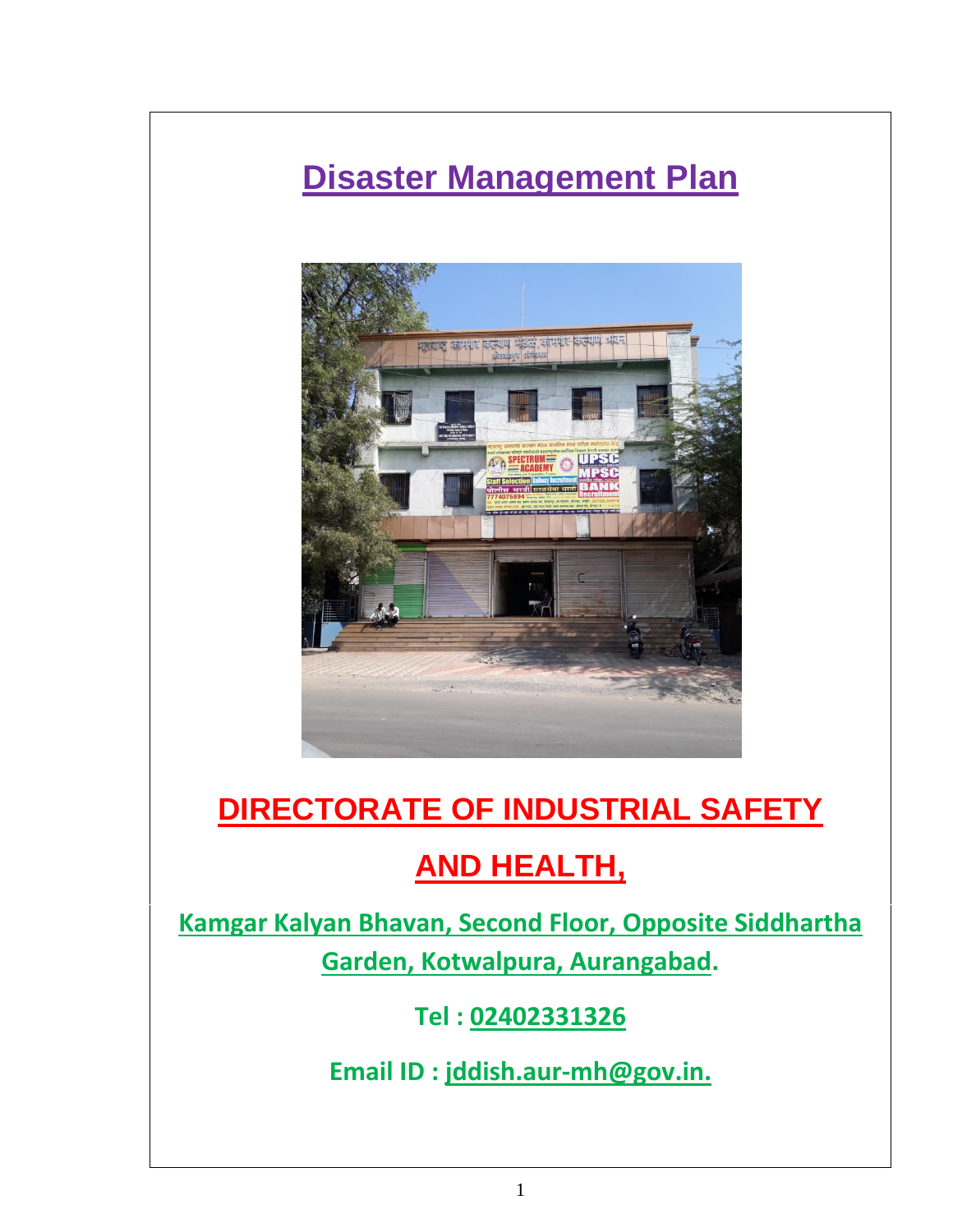# Disaster Management Plan

## DIRECTORATE OF INDUSTRIAL SAFETY

## AND HEALTH,

**Kamgar Kalyan Bhavan, Second Floor, Opposite Siddhartha Garden, Kotwalpura, Aurangabad.**

**Tel : 02402331326**

**Email ID : jddish.aur-mh@gov.in.**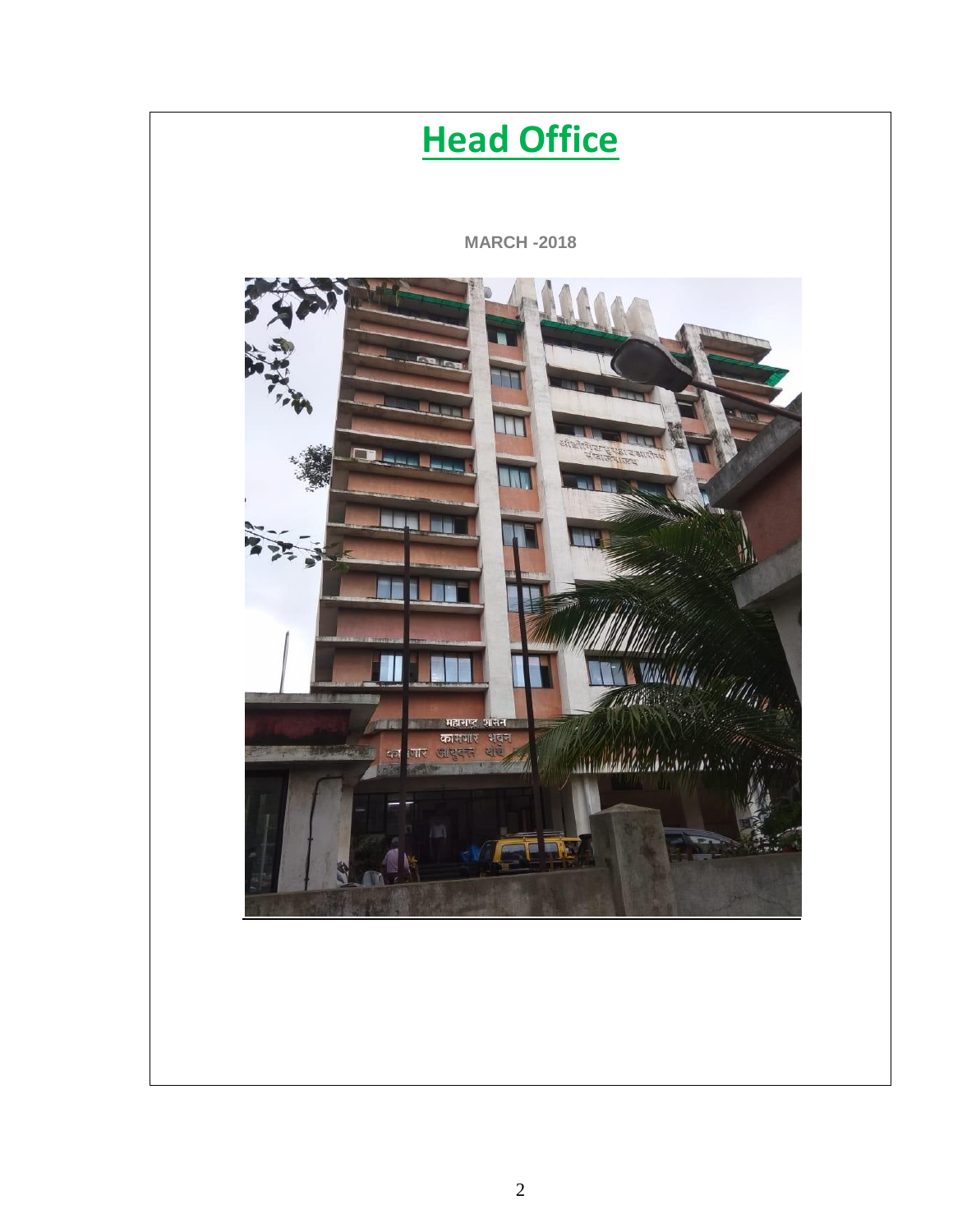# Head Office

**MARCH -2018**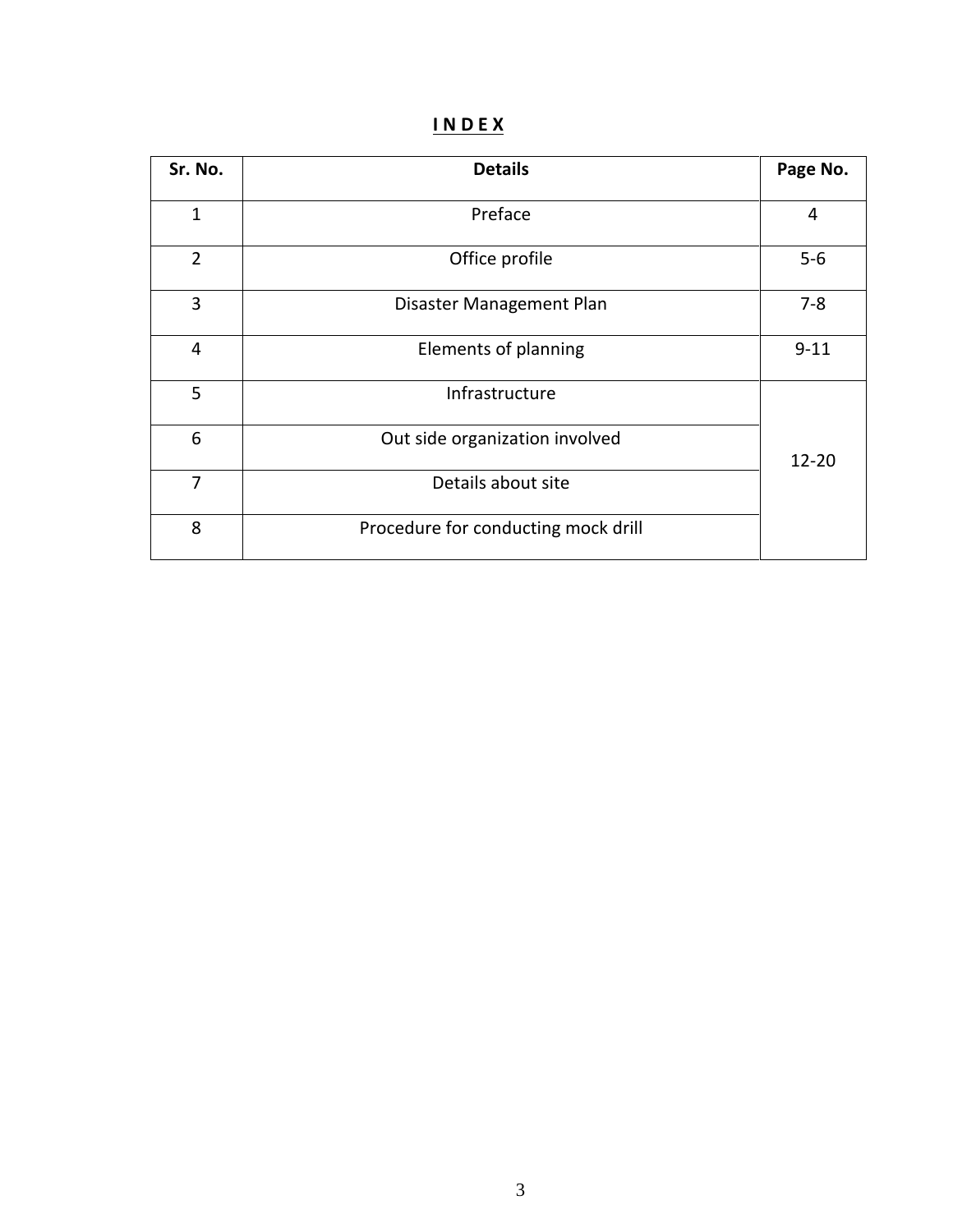# I N D E X

| Sr. No. | Details | Page No. |
|---|---|---|
| 1 | Preface | 4 |
| 2 | Office profile | 5-6 |
| 3 | Disaster Management Plan | 7-8 |
| 4 | Elements of planning | 9-11 |
| 5 | Infrastructure | 12-20 |
| 6 | Out side organization involved | |
| 7 | Details about site | |
| 8 | Procedure for conducting mock drill | |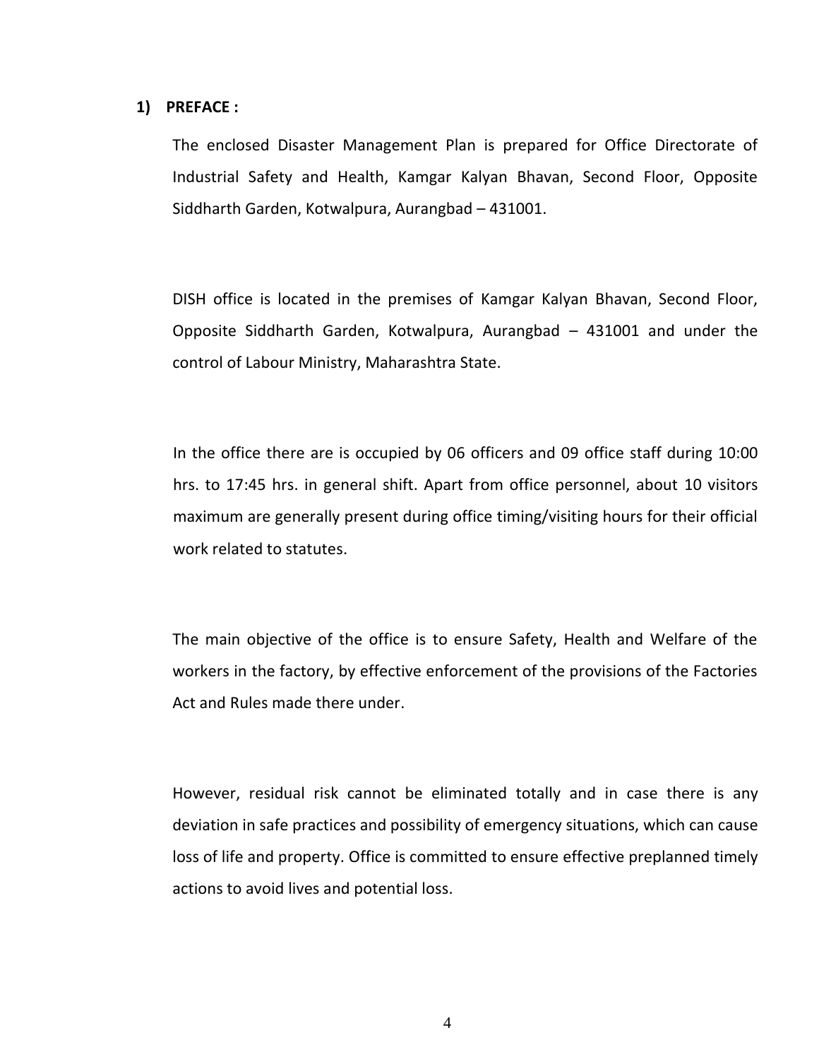## 1) PREFACE :

The enclosed Disaster Management Plan is prepared for Office Directorate of Industrial Safety and Health, Kamgar Kalyan Bhavan, Second Floor, Opposite Siddharth Garden, Kotwalpura, Aurangbad – 431001.

DISH office is located in the premises of Kamgar Kalyan Bhavan, Second Floor, Opposite Siddharth Garden, Kotwalpura, Aurangbad – 431001 and under the control of Labour Ministry, Maharashtra State.

In the office there are is occupied by 06 officers and 09 office staff during 10:00 hrs. to 17:45 hrs. in general shift. Apart from office personnel, about 10 visitors maximum are generally present during office timing/visiting hours for their official work related to statutes.

The main objective of the office is to ensure Safety, Health and Welfare of the workers in the factory, by effective enforcement of the provisions of the Factories Act and Rules made there under.

However, residual risk cannot be eliminated totally and in case there is any deviation in safe practices and possibility of emergency situations, which can cause loss of life and property. Office is committed to ensure effective preplanned timely actions to avoid lives and potential loss.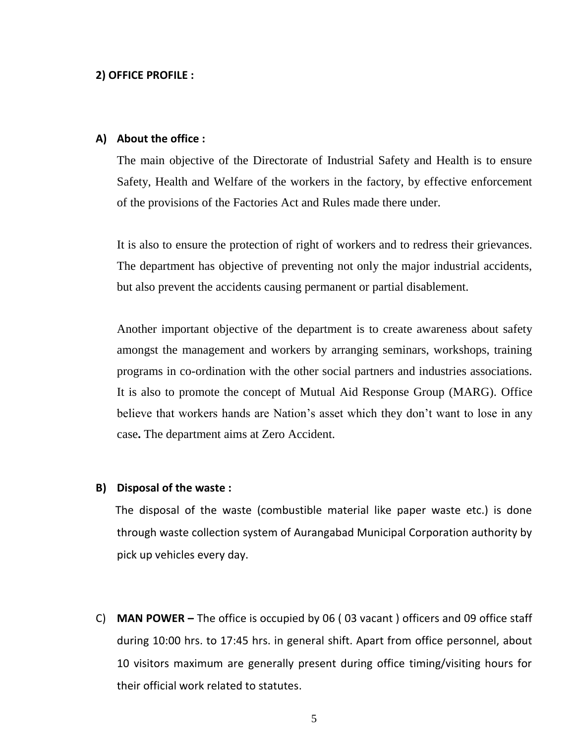## 2) OFFICE PROFILE :

### A) About the office :

The main objective of the Directorate of Industrial Safety and Health is to ensure Safety, Health and Welfare of the workers in the factory, by effective enforcement of the provisions of the Factories Act and Rules made there under.

It is also to ensure the protection of right of workers and to redress their grievances. The department has objective of preventing not only the major industrial accidents, but also prevent the accidents causing permanent or partial disablement.

Another important objective of the department is to create awareness about safety amongst the management and workers by arranging seminars, workshops, training programs in co-ordination with the other social partners and industries associations. It is also to promote the concept of Mutual Aid Response Group (MARG). Office believe that workers hands are Nation's asset which they don't want to lose in any case**.** The department aims at Zero Accident.

### B) Disposal of the waste :

The disposal of the waste (combustible material like paper waste etc.) is done through waste collection system of Aurangabad Municipal Corporation authority by pick up vehicles every day.

C) **MAN POWER –** The office is occupied by 06 ( 03 vacant ) officers and 09 office staff during 10:00 hrs. to 17:45 hrs. in general shift. Apart from office personnel, about 10 visitors maximum are generally present during office timing/visiting hours for their official work related to statutes.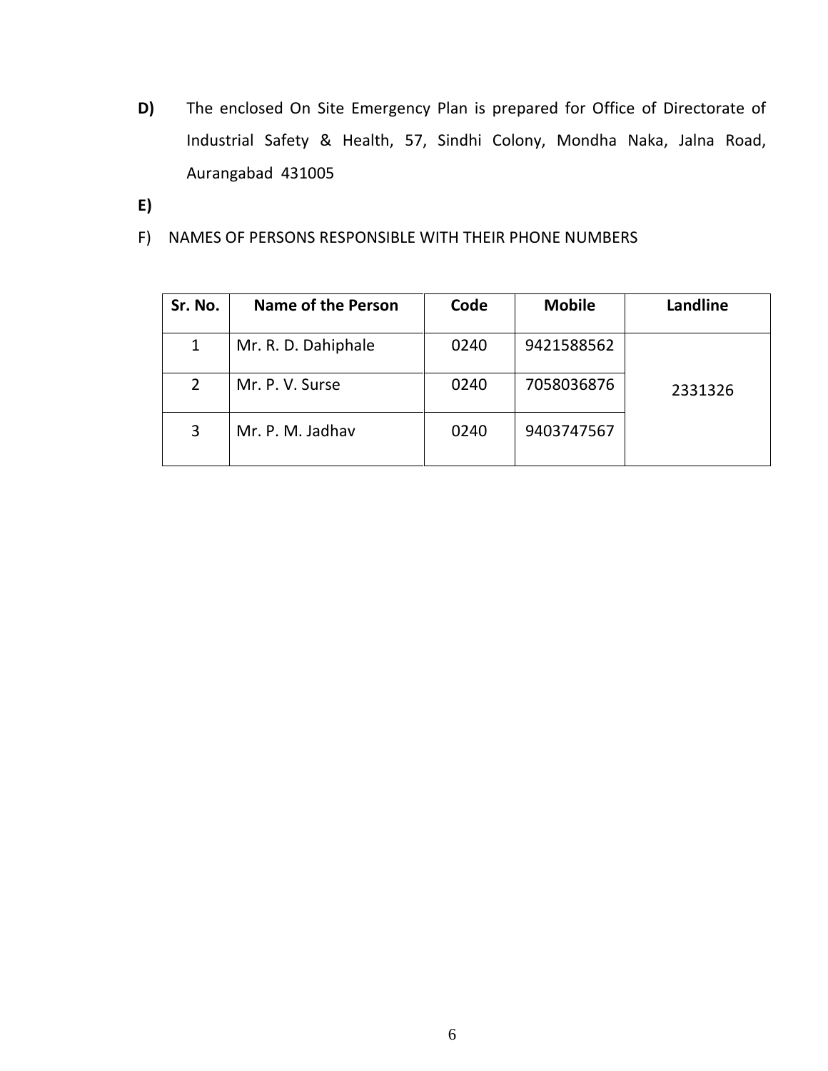**D)** The enclosed On Site Emergency Plan is prepared for Office of Directorate of Industrial Safety & Health, 57, Sindhi Colony, Mondha Naka, Jalna Road, Aurangabad 431005

**E)**

F) NAMES OF PERSONS RESPONSIBLE WITH THEIR PHONE NUMBERS

| Sr. No. | Name of the Person | Code | Mobile | Landline |
|---|---|---|---|---|
| 1 | Mr. R. D. Dahiphale | 0240 | 9421588562 | 2331326 |
| 2 | Mr. P. V. Surse | 0240 | 7058036876 | |
| 3 | Mr. P. M. Jadhav | 0240 | 9403747567 | |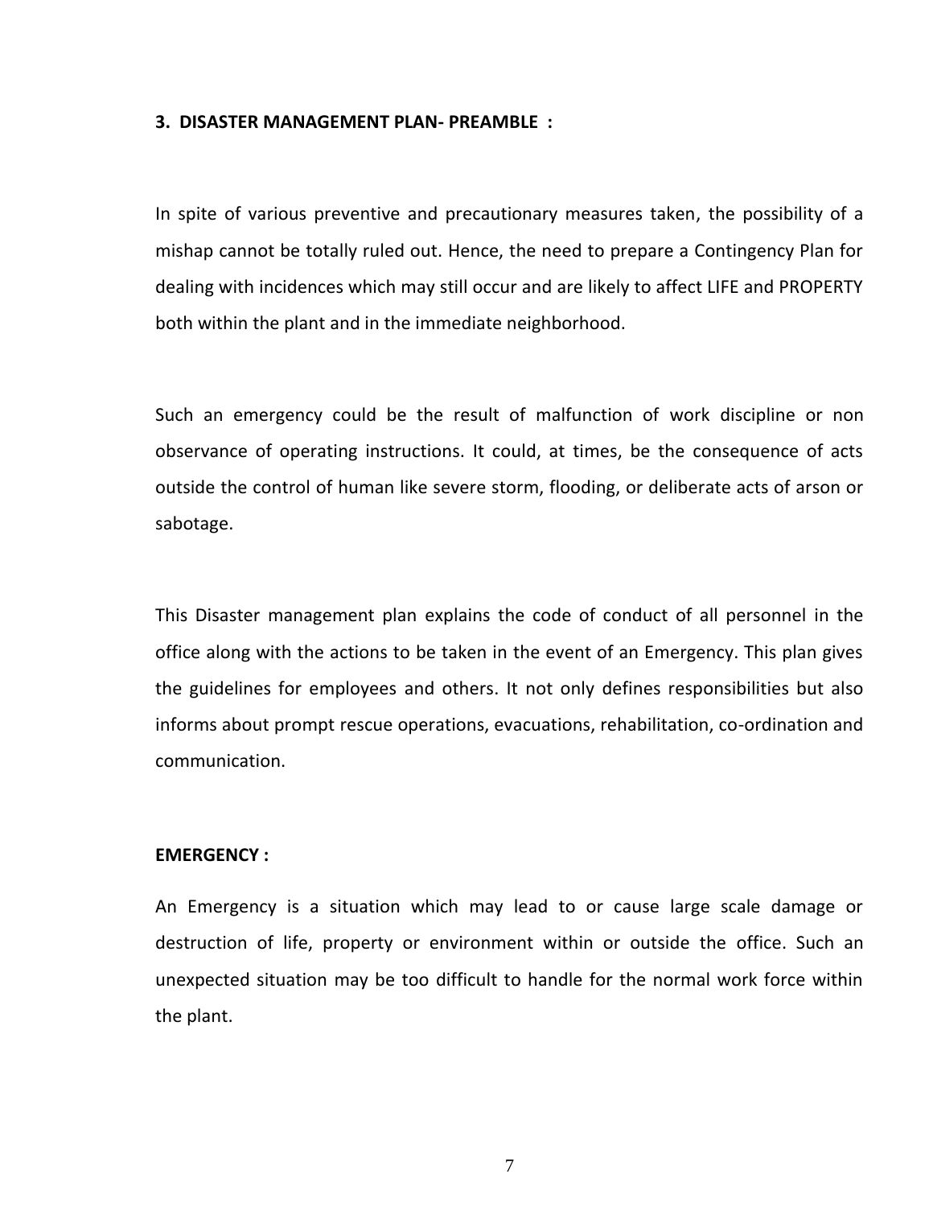## 3. DISASTER MANAGEMENT PLAN- PREAMBLE :

In spite of various preventive and precautionary measures taken, the possibility of a mishap cannot be totally ruled out. Hence, the need to prepare a Contingency Plan for dealing with incidences which may still occur and are likely to affect LIFE and PROPERTY both within the plant and in the immediate neighborhood.

Such an emergency could be the result of malfunction of work discipline or non observance of operating instructions. It could, at times, be the consequence of acts outside the control of human like severe storm, flooding, or deliberate acts of arson or sabotage.

This Disaster management plan explains the code of conduct of all personnel in the office along with the actions to be taken in the event of an Emergency. This plan gives the guidelines for employees and others. It not only defines responsibilities but also informs about prompt rescue operations, evacuations, rehabilitation, co-ordination and communication.

**EMERGENCY :**

An Emergency is a situation which may lead to or cause large scale damage or destruction of life, property or environment within or outside the office. Such an unexpected situation may be too difficult to handle for the normal work force within the plant.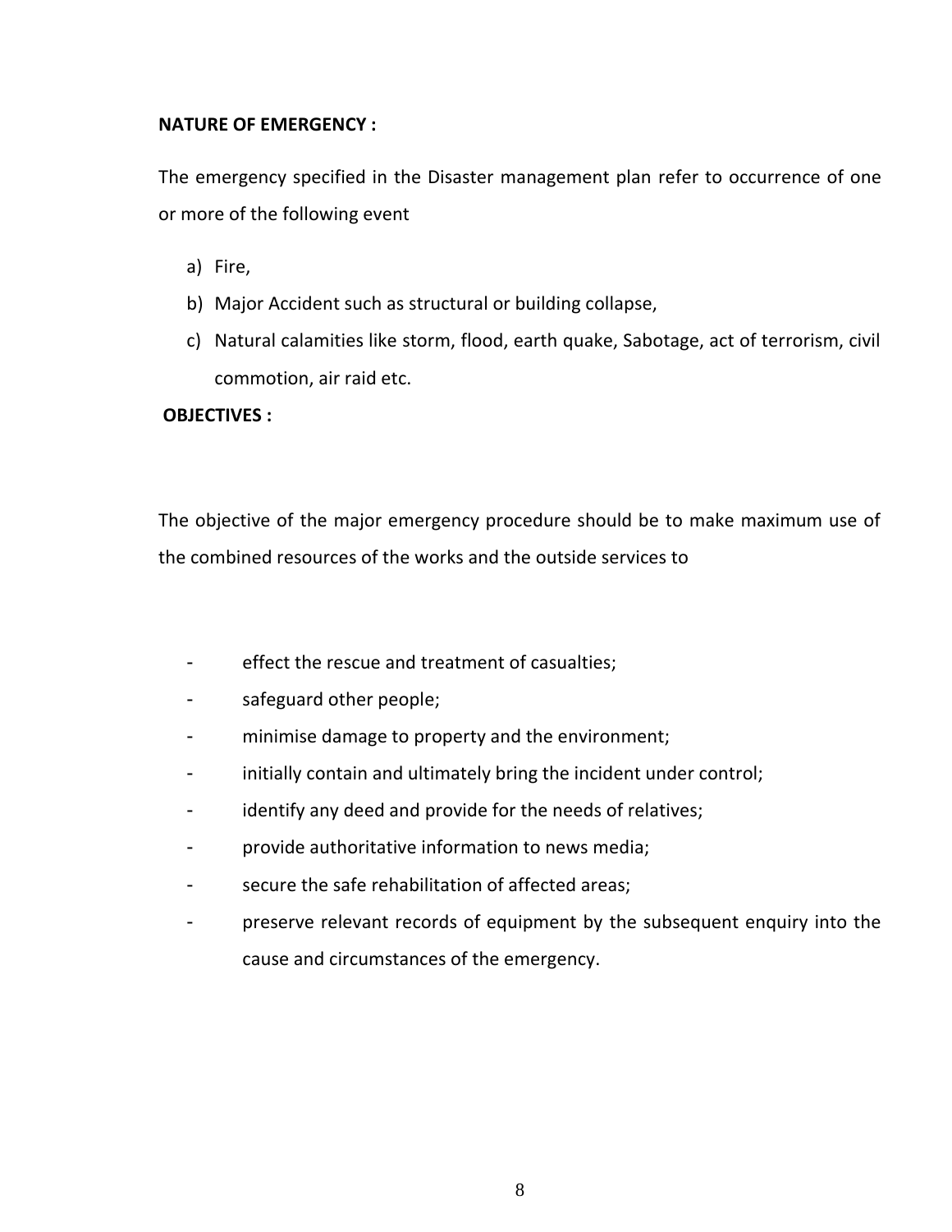**NATURE OF EMERGENCY :**

The emergency specified in the Disaster management plan refer to occurrence of one or more of the following event

a) Fire,
b) Major Accident such as structural or building collapse,
c) Natural calamities like storm, flood, earth quake, Sabotage, act of terrorism, civil commotion, air raid etc.

**OBJECTIVES :**

The objective of the major emergency procedure should be to make maximum use of the combined resources of the works and the outside services to

- effect the rescue and treatment of casualties;
- safeguard other people;
- minimise damage to property and the environment;
- initially contain and ultimately bring the incident under control;
- identify any deed and provide for the needs of relatives;
- provide authoritative information to news media;
- secure the safe rehabilitation of affected areas;
- preserve relevant records of equipment by the subsequent enquiry into the cause and circumstances of the emergency.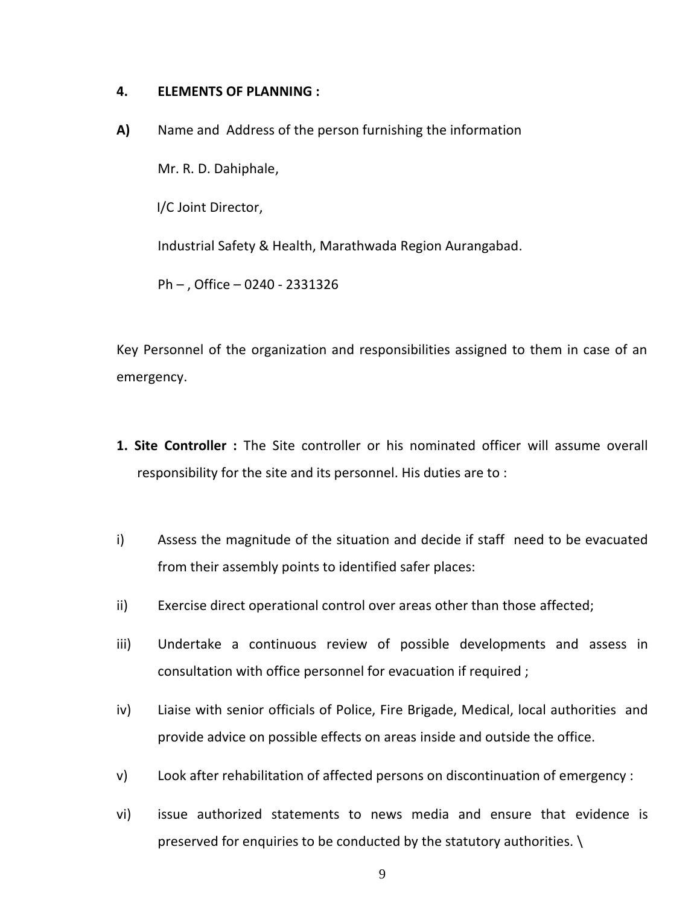## 4. ELEMENTS OF PLANNING :

**A)** Name and Address of the person furnishing the information

Mr. R. D. Dahiphale,

I/C Joint Director,

Industrial Safety & Health, Marathwada Region Aurangabad.

Ph – , Office – 0240 - 2331326

Key Personnel of the organization and responsibilities assigned to them in case of an emergency.

**1. Site Controller :** The Site controller or his nominated officer will assume overall responsibility for the site and its personnel. His duties are to :

i) Assess the magnitude of the situation and decide if staff need to be evacuated from their assembly points to identified safer places:

ii) Exercise direct operational control over areas other than those affected;

iii) Undertake a continuous review of possible developments and assess in consultation with office personnel for evacuation if required ;

iv) Liaise with senior officials of Police, Fire Brigade, Medical, local authorities and provide advice on possible effects on areas inside and outside the office.

v) Look after rehabilitation of affected persons on discontinuation of emergency :

vi) issue authorized statements to news media and ensure that evidence is preserved for enquiries to be conducted by the statutory authorities. \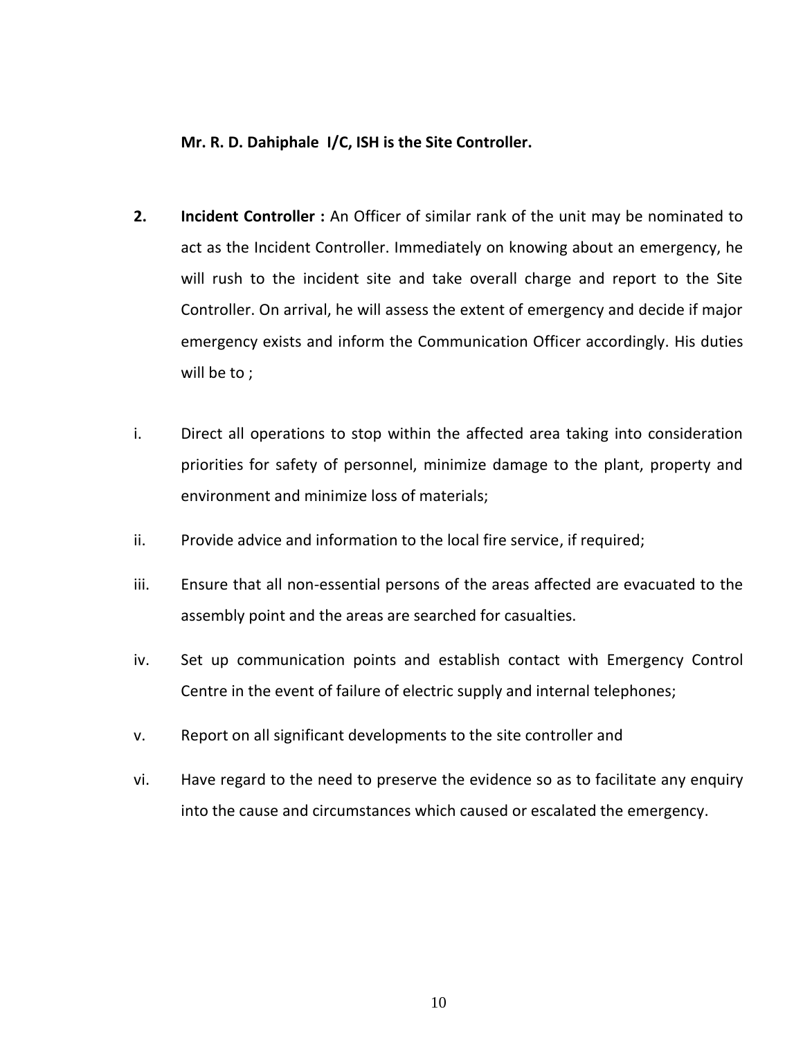**Mr. R. D. Dahiphale I/C, ISH is the Site Controller.**

2. **Incident Controller :** An Officer of similar rank of the unit may be nominated to act as the Incident Controller. Immediately on knowing about an emergency, he will rush to the incident site and take overall charge and report to the Site Controller. On arrival, he will assess the extent of emergency and decide if major emergency exists and inform the Communication Officer accordingly. His duties will be to ;

i. Direct all operations to stop within the affected area taking into consideration priorities for safety of personnel, minimize damage to the plant, property and environment and minimize loss of materials;

ii. Provide advice and information to the local fire service, if required;

iii. Ensure that all non-essential persons of the areas affected are evacuated to the assembly point and the areas are searched for casualties.

iv. Set up communication points and establish contact with Emergency Control Centre in the event of failure of electric supply and internal telephones;

v. Report on all significant developments to the site controller and

vi. Have regard to the need to preserve the evidence so as to facilitate any enquiry into the cause and circumstances which caused or escalated the emergency.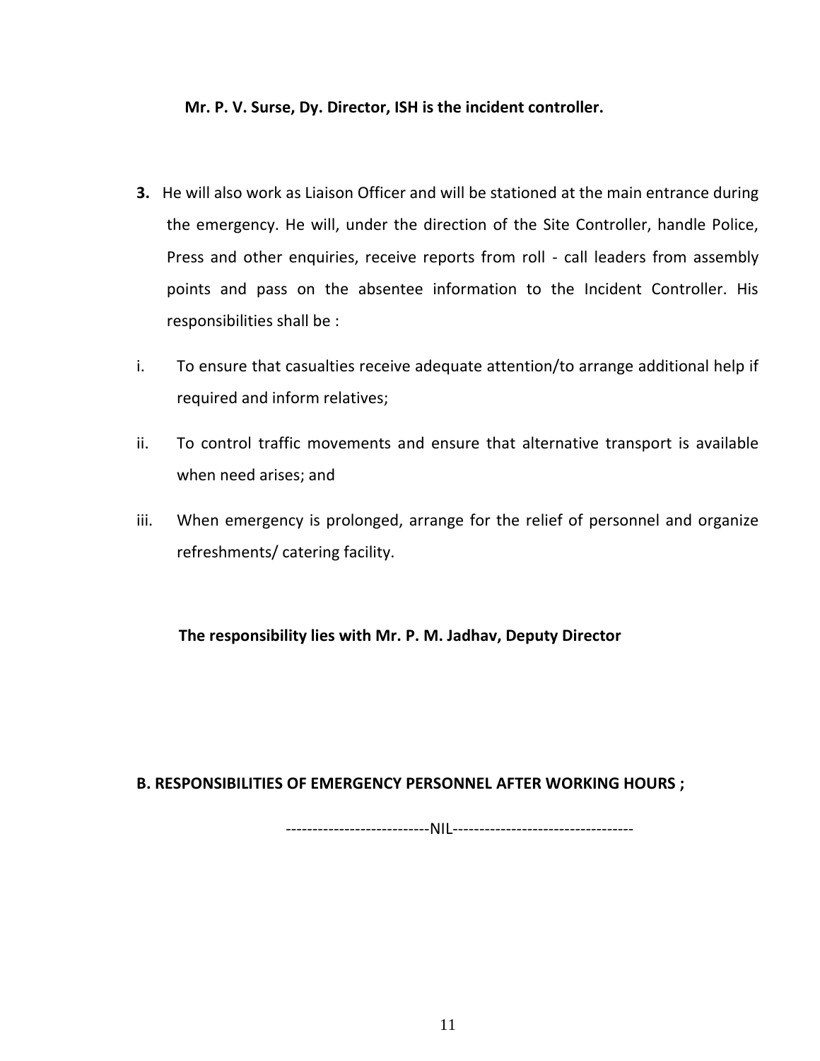**Mr. P. V. Surse, Dy. Director, ISH is the incident controller.**

**3.** He will also work as Liaison Officer and will be stationed at the main entrance during the emergency. He will, under the direction of the Site Controller, handle Police, Press and other enquiries, receive reports from roll - call leaders from assembly points and pass on the absentee information to the Incident Controller. His responsibilities shall be :

i. To ensure that casualties receive adequate attention/to arrange additional help if required and inform relatives;

ii. To control traffic movements and ensure that alternative transport is available when need arises; and

iii. When emergency is prolonged, arrange for the relief of personnel and organize refreshments/ catering facility.

**The responsibility lies with Mr. P. M. Jadhav, Deputy Director**

**B. RESPONSIBILITIES OF EMERGENCY PERSONNEL AFTER WORKING HOURS ;**

---------------------------NIL----------------------------------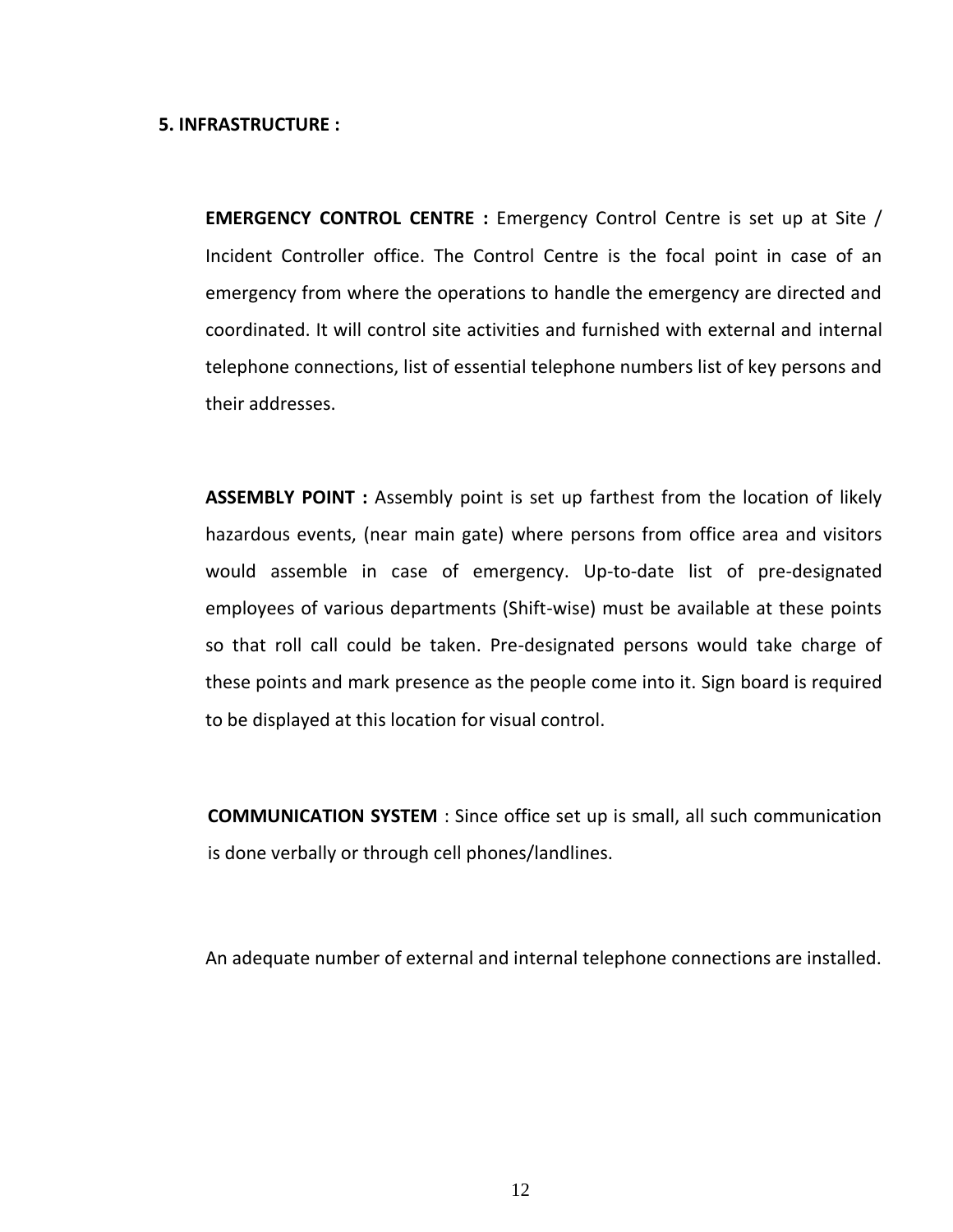## 5. INFRASTRUCTURE :

**EMERGENCY CONTROL CENTRE :** Emergency Control Centre is set up at Site / Incident Controller office. The Control Centre is the focal point in case of an emergency from where the operations to handle the emergency are directed and coordinated. It will control site activities and furnished with external and internal telephone connections, list of essential telephone numbers list of key persons and their addresses.

**ASSEMBLY POINT :** Assembly point is set up farthest from the location of likely hazardous events, (near main gate) where persons from office area and visitors would assemble in case of emergency. Up-to-date list of pre-designated employees of various departments (Shift-wise) must be available at these points so that roll call could be taken. Pre-designated persons would take charge of these points and mark presence as the people come into it. Sign board is required to be displayed at this location for visual control.

**COMMUNICATION SYSTEM** : Since office set up is small, all such communication is done verbally or through cell phones/landlines.

An adequate number of external and internal telephone connections are installed.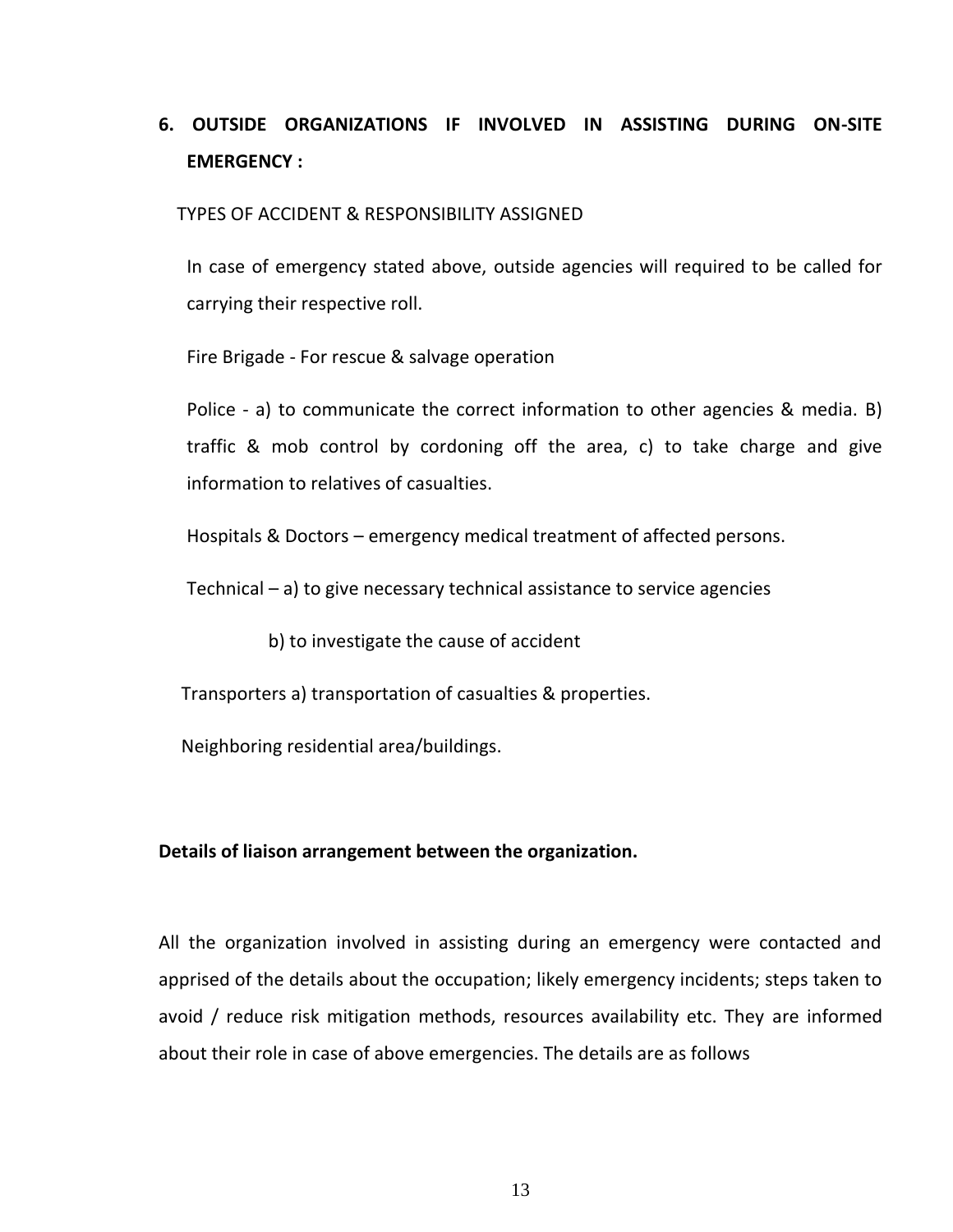## 6. OUTSIDE ORGANIZATIONS IF INVOLVED IN ASSISTING DURING ON-SITE EMERGENCY :

TYPES OF ACCIDENT & RESPONSIBILITY ASSIGNED

In case of emergency stated above, outside agencies will required to be called for carrying their respective roll.

Fire Brigade - For rescue & salvage operation

Police - a) to communicate the correct information to other agencies & media. B) traffic & mob control by cordoning off the area, c) to take charge and give information to relatives of casualties.

Hospitals & Doctors – emergency medical treatment of affected persons.

Technical – a) to give necessary technical assistance to service agencies

b) to investigate the cause of accident

Transporters a) transportation of casualties & properties.

Neighboring residential area/buildings.

**Details of liaison arrangement between the organization.**

All the organization involved in assisting during an emergency were contacted and apprised of the details about the occupation; likely emergency incidents; steps taken to avoid / reduce risk mitigation methods, resources availability etc. They are informed about their role in case of above emergencies. The details are as follows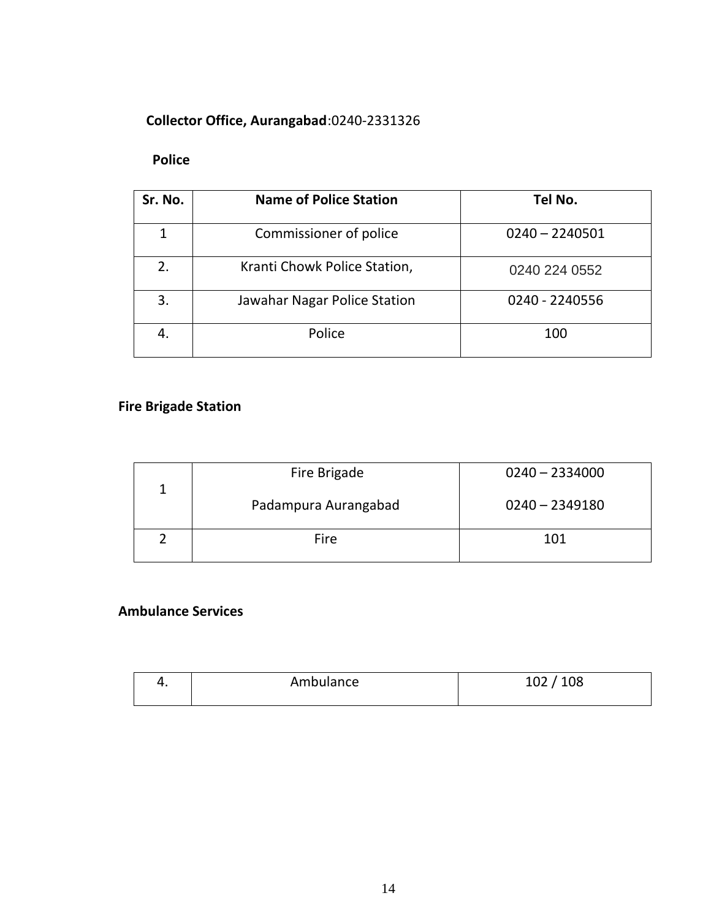**Collector Office, Aurangabad**:0240-2331326

**Police**

| Sr. No. | Name of Police Station | Tel No. |
|---|---|---|
| 1 | Commissioner of police | 0240 – 2240501 |
| 2. | Kranti Chowk Police Station, | 0240 224 0552 |
| 3. | Jawahar Nagar Police Station | 0240 - 2240556 |
| 4. | Police | 100 |

**Fire Brigade Station**

| | | |
|---|---|---|
| 1 | Fire Brigade<br>Padampura Aurangabad | 0240 – 2334000<br>0240 – 2349180 |
| 2 | Fire | 101 |

**Ambulance Services**

| | | |
|---|---|---|
| 4. | Ambulance | 102 / 108 |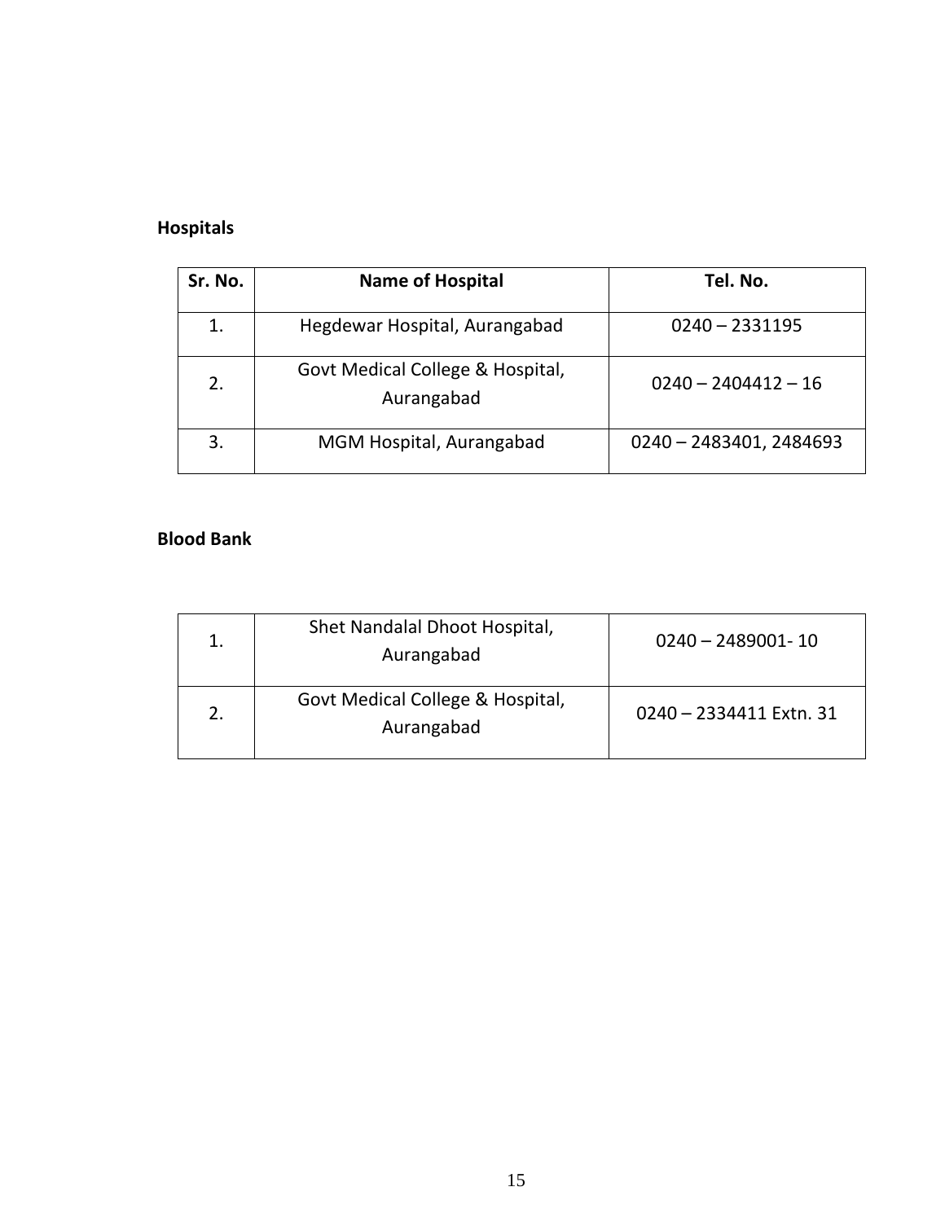**Hospitals**

| Sr. No. | Name of Hospital | Tel. No. |
|---|---|---|
| 1. | Hegdewar Hospital, Aurangabad | 0240 – 2331195 |
| 2. | Govt Medical College & Hospital, Aurangabad | 0240 – 2404412 – 16 |
| 3. | MGM Hospital, Aurangabad | 0240 – 2483401, 2484693 |

**Blood Bank**

| | | |
|---|---|---|
| 1. | Shet Nandalal Dhoot Hospital, Aurangabad | 0240 – 2489001- 10 |
| 2. | Govt Medical College & Hospital, Aurangabad | 0240 – 2334411 Extn. 31 |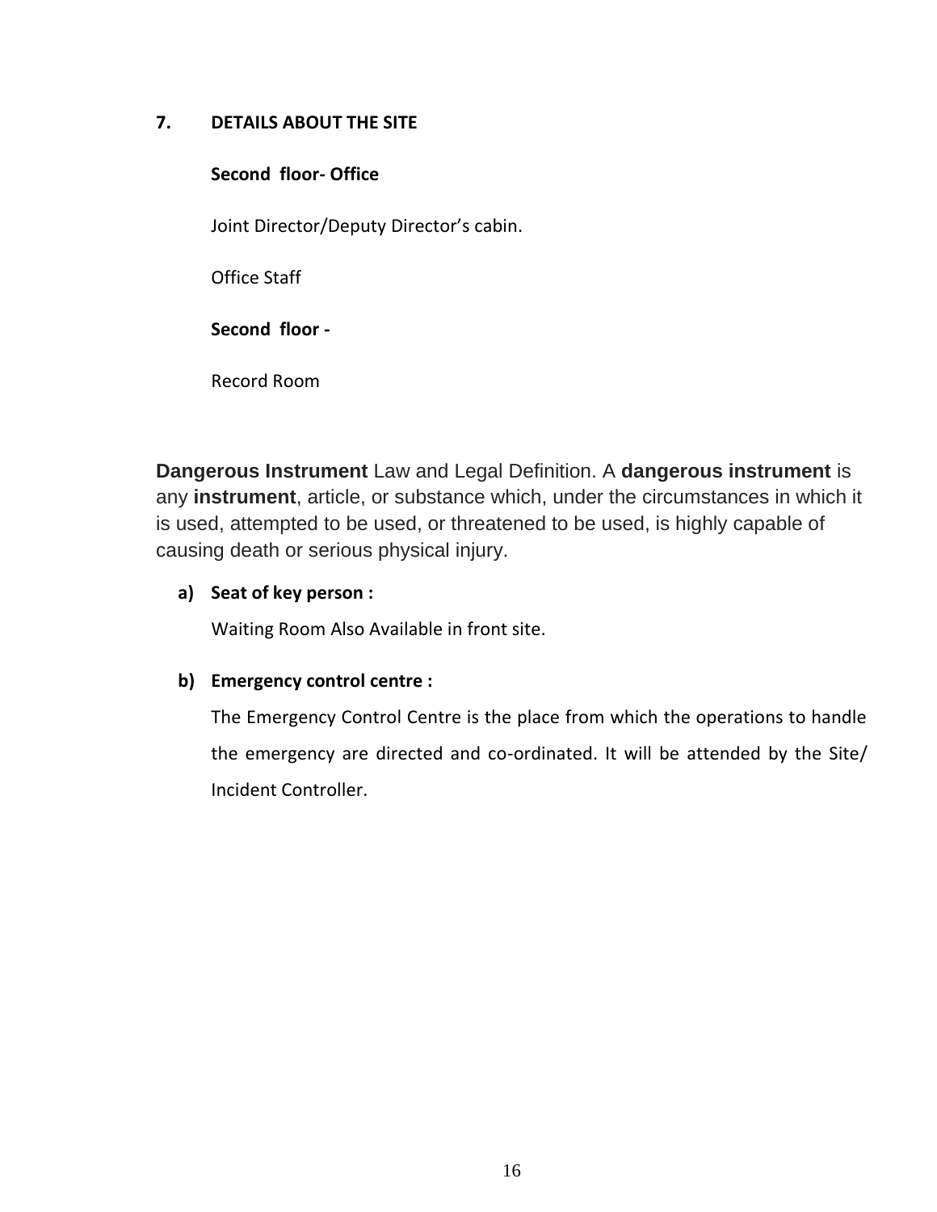## 7. DETAILS ABOUT THE SITE

**Second floor- Office**

Joint Director/Deputy Director's cabin.

Office Staff

**Second floor -**

Record Room

**Dangerous Instrument** Law and Legal Definition. A **dangerous instrument** is any **instrument**, article, or substance which, under the circumstances in which it is used, attempted to be used, or threatened to be used, is highly capable of causing death or serious physical injury.

**a) Seat of key person :**

Waiting Room Also Available in front site.

**b) Emergency control centre :**

The Emergency Control Centre is the place from which the operations to handle the emergency are directed and co-ordinated. It will be attended by the Site/ Incident Controller.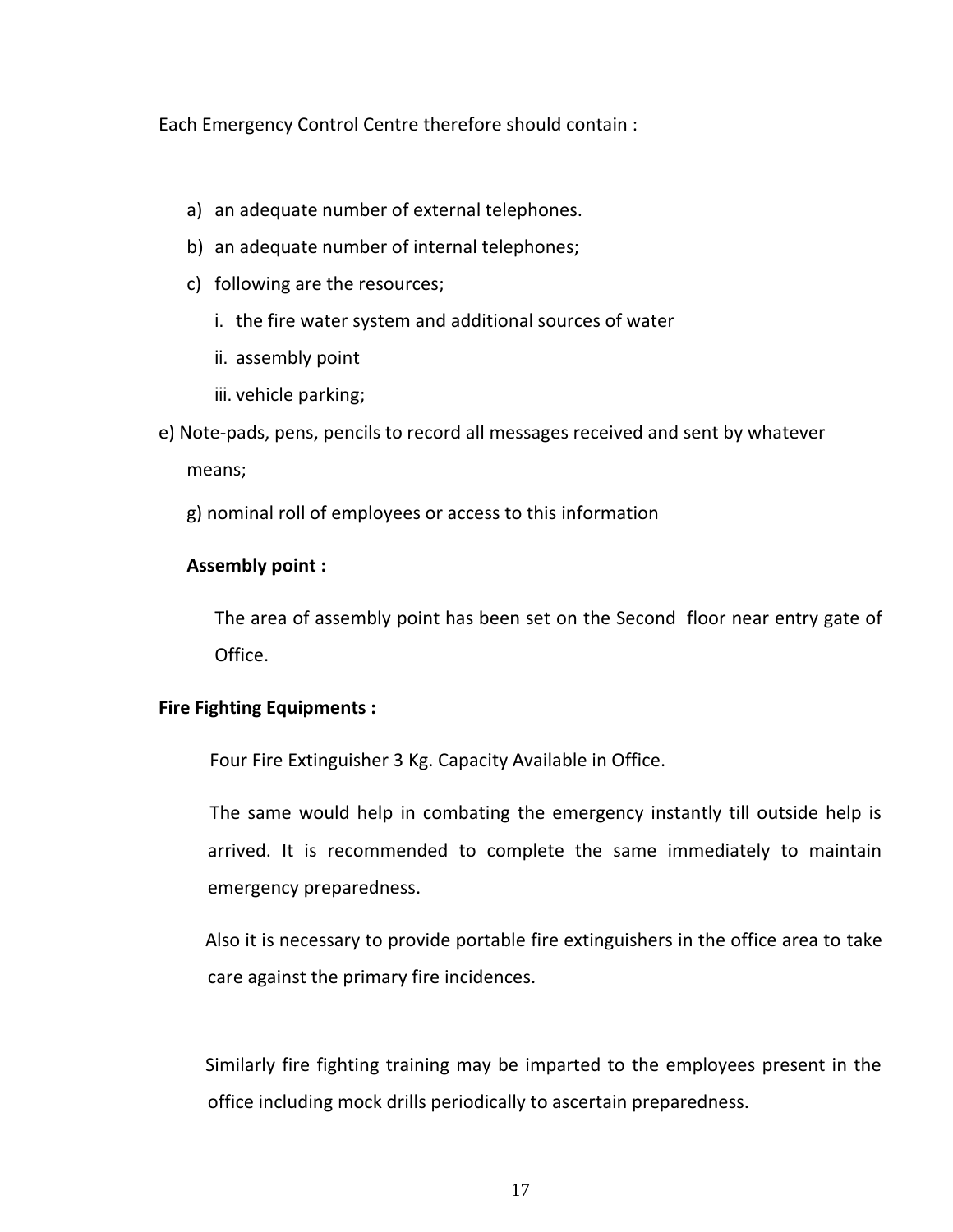Each Emergency Control Centre therefore should contain :

a) an adequate number of external telephones.

b) an adequate number of internal telephones;

c) following are the resources;

   i. the fire water system and additional sources of water

   ii. assembly point

   iii. vehicle parking;

e) Note-pads, pens, pencils to record all messages received and sent by whatever means;

g) nominal roll of employees or access to this information

**Assembly point :**

The area of assembly point has been set on the Second floor near entry gate of Office.

**Fire Fighting Equipments :**

Four Fire Extinguisher 3 Kg. Capacity Available in Office.

The same would help in combating the emergency instantly till outside help is arrived. It is recommended to complete the same immediately to maintain emergency preparedness.

Also it is necessary to provide portable fire extinguishers in the office area to take care against the primary fire incidences.

Similarly fire fighting training may be imparted to the employees present in the office including mock drills periodically to ascertain preparedness.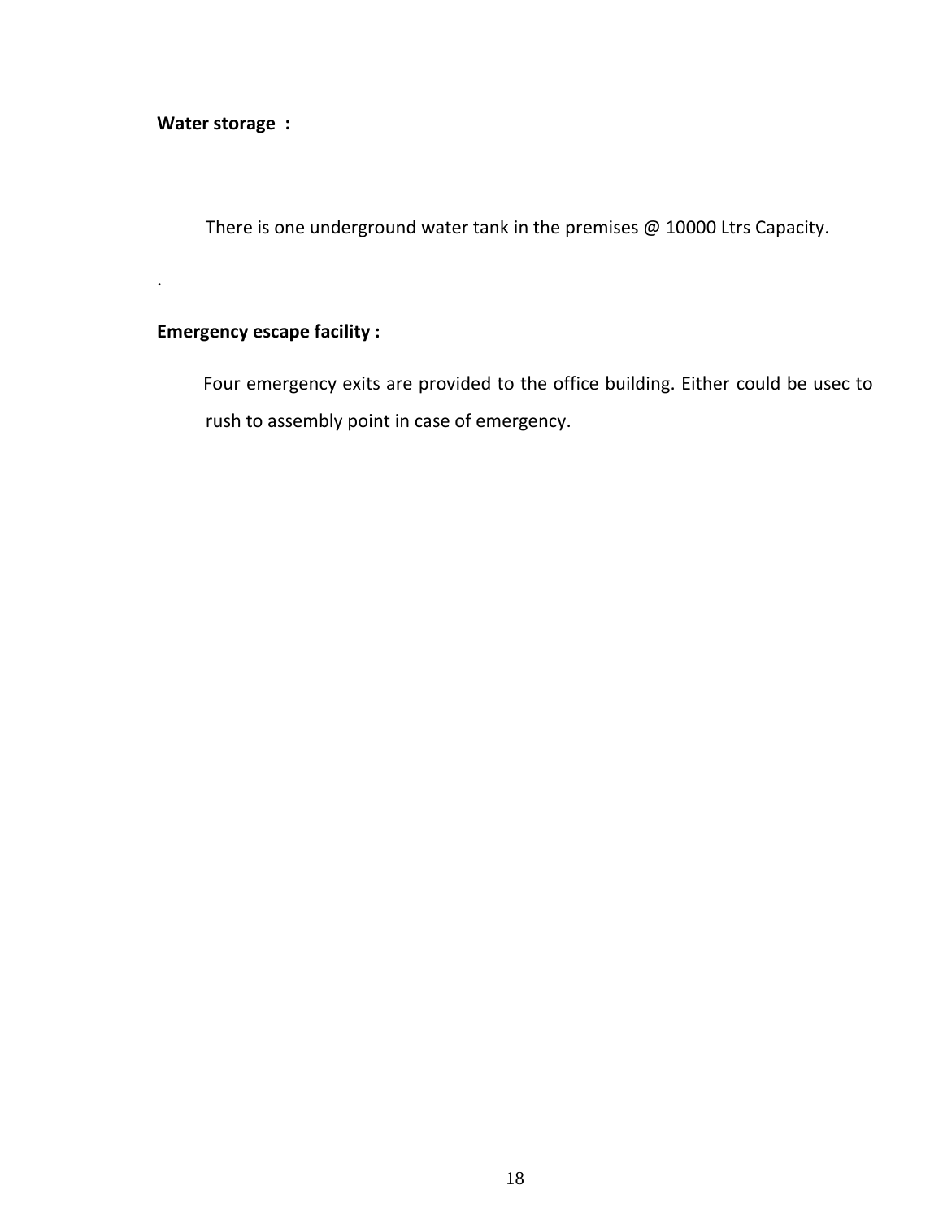**Water storage :**

There is one underground water tank in the premises @ 10000 Ltrs Capacity.

.

**Emergency escape facility :**

Four emergency exits are provided to the office building. Either could be usec to rush to assembly point in case of emergency.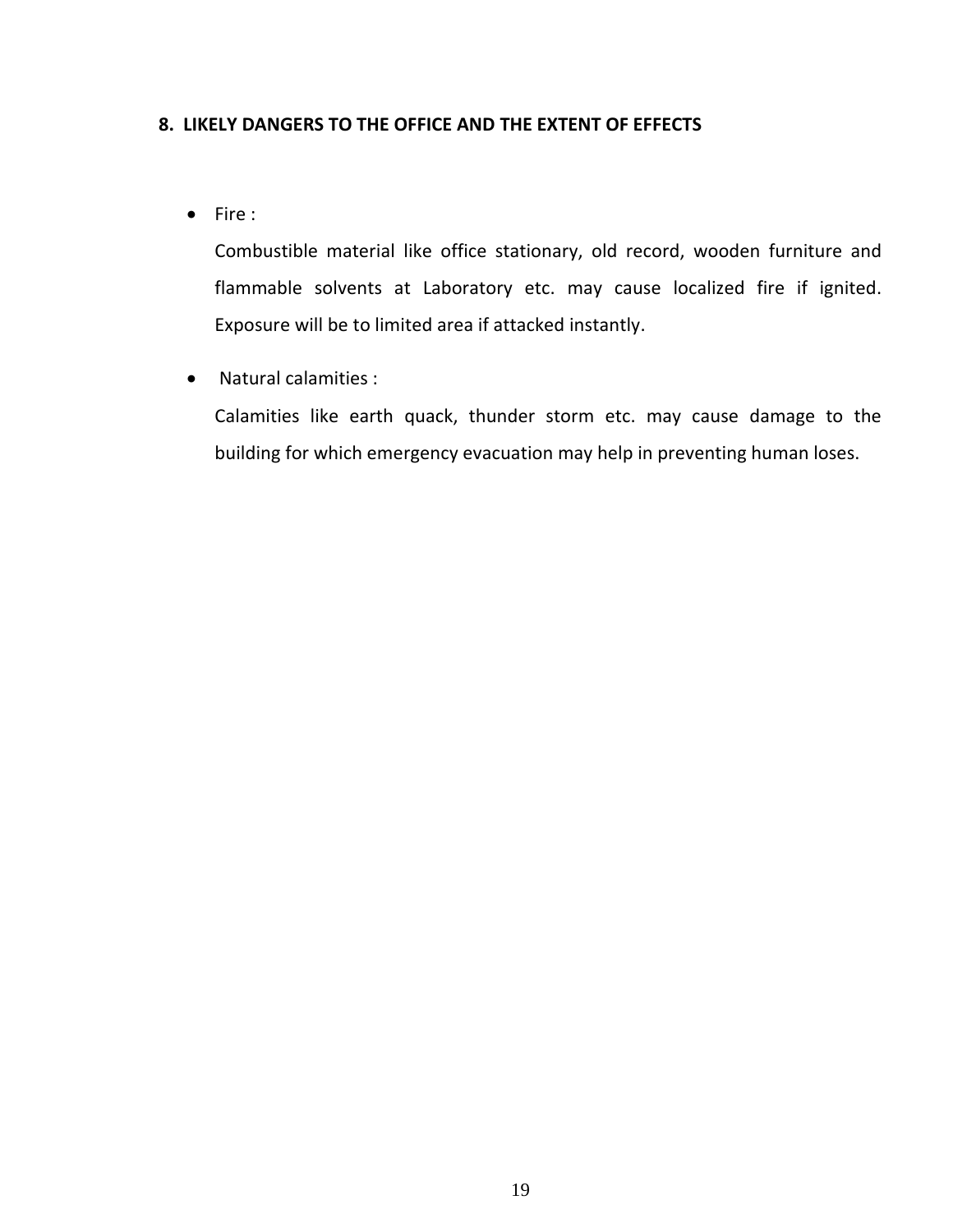## 8. LIKELY DANGERS TO THE OFFICE AND THE EXTENT OF EFFECTS

- Fire :

  Combustible material like office stationary, old record, wooden furniture and flammable solvents at Laboratory etc. may cause localized fire if ignited. Exposure will be to limited area if attacked instantly.

- Natural calamities :

  Calamities like earth quack, thunder storm etc. may cause damage to the building for which emergency evacuation may help in preventing human loses.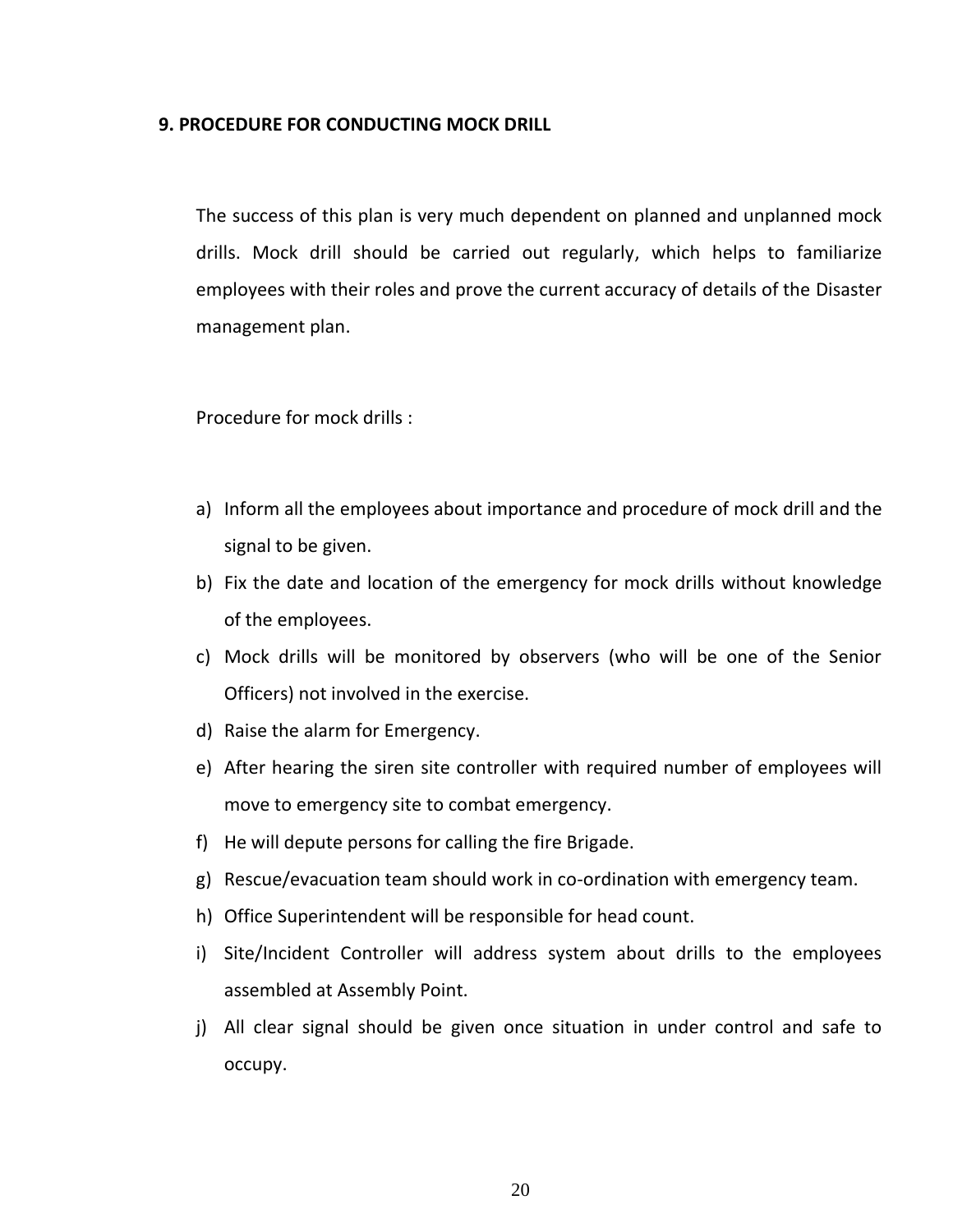## 9. PROCEDURE FOR CONDUCTING MOCK DRILL

The success of this plan is very much dependent on planned and unplanned mock drills. Mock drill should be carried out regularly, which helps to familiarize employees with their roles and prove the current accuracy of details of the Disaster management plan.

Procedure for mock drills :

a) Inform all the employees about importance and procedure of mock drill and the signal to be given.
b) Fix the date and location of the emergency for mock drills without knowledge of the employees.
c) Mock drills will be monitored by observers (who will be one of the Senior Officers) not involved in the exercise.
d) Raise the alarm for Emergency.
e) After hearing the siren site controller with required number of employees will move to emergency site to combat emergency.
f) He will depute persons for calling the fire Brigade.
g) Rescue/evacuation team should work in co-ordination with emergency team.
h) Office Superintendent will be responsible for head count.
i) Site/Incident Controller will address system about drills to the employees assembled at Assembly Point.
j) All clear signal should be given once situation in under control and safe to occupy.